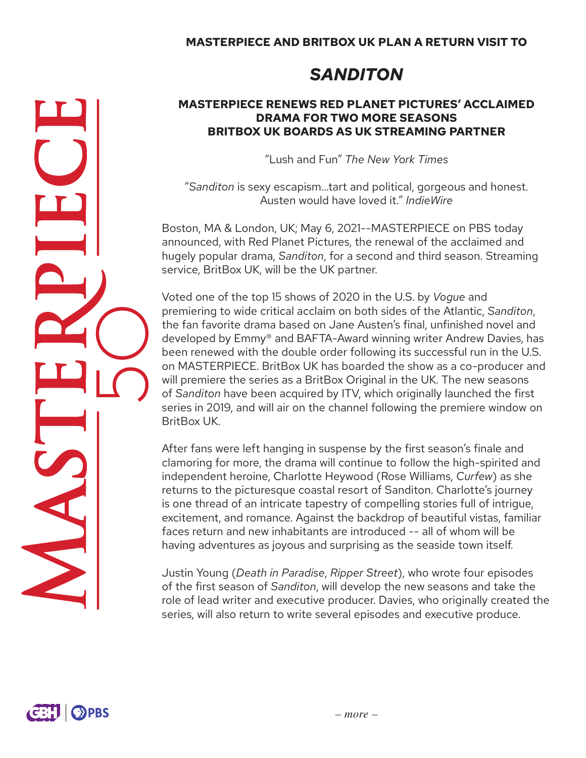**MASTERPIECE AND BRITBOX UK PLAN A RETURN VISIT TO**

# *SANDITON*

**MASTERPIECE RENEWS RED PLANET PICTURES' ACCLAIMED DRAMA FOR TWO MORE SEASONS**
**BRITBOX UK BOARDS AS UK STREAMING PARTNER**

"Lush and Fun" *The New York Times*

"*Sanditon* is sexy escapism...tart and political, gorgeous and honest. Austen would have loved it." *IndieWire*

Boston, MA & London, UK; May 6, 2021--MASTERPIECE on PBS today announced, with Red Planet Pictures, the renewal of the acclaimed and hugely popular drama, *Sanditon*, for a second and third season. Streaming service, BritBox UK, will be the UK partner.

Voted one of the top 15 shows of 2020 in the U.S. by *Vogue* and premiering to wide critical acclaim on both sides of the Atlantic, *Sanditon*, the fan favorite drama based on Jane Austen's final, unfinished novel and developed by Emmy® and BAFTA-Award winning writer Andrew Davies, has been renewed with the double order following its successful run in the U.S. on MASTERPIECE. BritBox UK has boarded the show as a co-producer and will premiere the series as a BritBox Original in the UK. The new seasons of *Sanditon* have been acquired by ITV, which originally launched the first series in 2019, and will air on the channel following the premiere window on BritBox UK.

After fans were left hanging in suspense by the first season's finale and clamoring for more, the drama will continue to follow the high-spirited and independent heroine, Charlotte Heywood (Rose Williams, *Curfew*) as she returns to the picturesque coastal resort of Sanditon. Charlotte's journey is one thread of an intricate tapestry of compelling stories full of intrigue, excitement, and romance. Against the backdrop of beautiful vistas, familiar faces return and new inhabitants are introduced -- all of whom will be having adventures as joyous and surprising as the seaside town itself.

Justin Young (*Death in Paradise*, *Ripper Street*), who wrote four episodes of the first season of *Sanditon*, will develop the new seasons and take the role of lead writer and executive producer. Davies, who originally created the series, will also return to write several episodes and executive produce.

*– more –*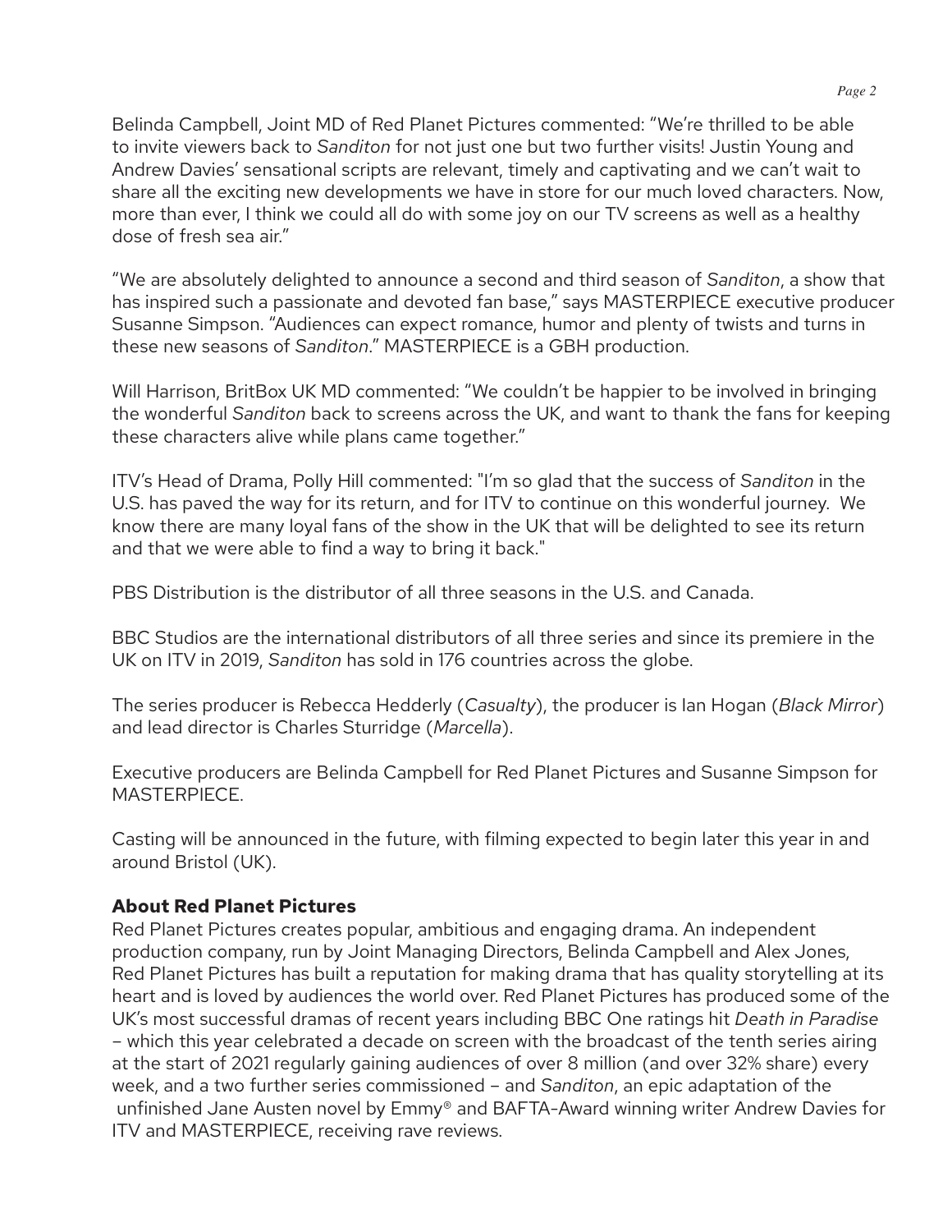Belinda Campbell, Joint MD of Red Planet Pictures commented: "We're thrilled to be able to invite viewers back to *Sanditon* for not just one but two further visits! Justin Young and Andrew Davies' sensational scripts are relevant, timely and captivating and we can't wait to share all the exciting new developments we have in store for our much loved characters. Now, more than ever, I think we could all do with some joy on our TV screens as well as a healthy dose of fresh sea air."

"We are absolutely delighted to announce a second and third season of *Sanditon*, a show that has inspired such a passionate and devoted fan base," says MASTERPIECE executive producer Susanne Simpson. "Audiences can expect romance, humor and plenty of twists and turns in these new seasons of *Sanditon*." MASTERPIECE is a GBH production.

Will Harrison, BritBox UK MD commented: "We couldn't be happier to be involved in bringing the wonderful *Sanditon* back to screens across the UK, and want to thank the fans for keeping these characters alive while plans came together."

ITV's Head of Drama, Polly Hill commented: "I'm so glad that the success of *Sanditon* in the U.S. has paved the way for its return, and for ITV to continue on this wonderful journey. We know there are many loyal fans of the show in the UK that will be delighted to see its return and that we were able to find a way to bring it back."

PBS Distribution is the distributor of all three seasons in the U.S. and Canada.

BBC Studios are the international distributors of all three series and since its premiere in the UK on ITV in 2019, *Sanditon* has sold in 176 countries across the globe.

The series producer is Rebecca Hedderly (*Casualty*), the producer is Ian Hogan (*Black Mirror*) and lead director is Charles Sturridge (*Marcella*).

Executive producers are Belinda Campbell for Red Planet Pictures and Susanne Simpson for MASTERPIECE.

Casting will be announced in the future, with filming expected to begin later this year in and around Bristol (UK).

**About Red Planet Pictures**

Red Planet Pictures creates popular, ambitious and engaging drama. An independent production company, run by Joint Managing Directors, Belinda Campbell and Alex Jones, Red Planet Pictures has built a reputation for making drama that has quality storytelling at its heart and is loved by audiences the world over. Red Planet Pictures has produced some of the UK's most successful dramas of recent years including BBC One ratings hit *Death in Paradise* – which this year celebrated a decade on screen with the broadcast of the tenth series airing at the start of 2021 regularly gaining audiences of over 8 million (and over 32% share) every week, and a two further series commissioned – and *Sanditon*, an epic adaptation of the unfinished Jane Austen novel by Emmy® and BAFTA-Award winning writer Andrew Davies for ITV and MASTERPIECE, receiving rave reviews.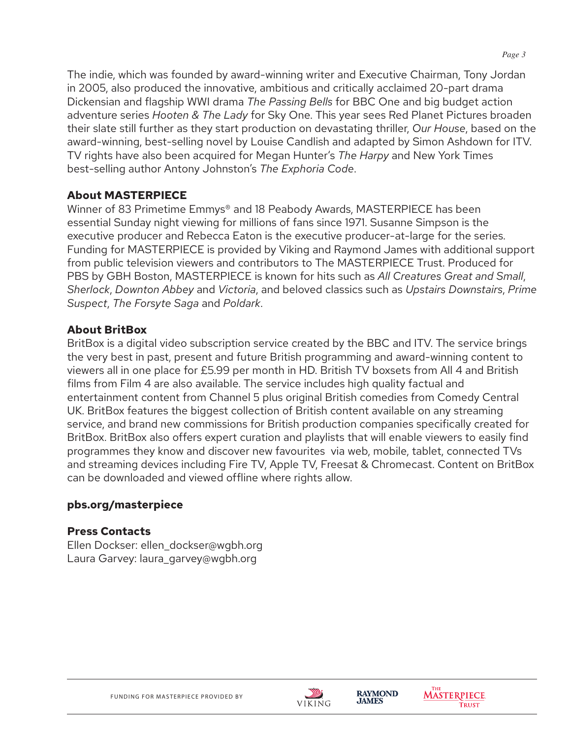The indie, which was founded by award-winning writer and Executive Chairman, Tony Jordan in 2005, also produced the innovative, ambitious and critically acclaimed 20-part drama Dickensian and flagship WWI drama *The Passing Bells* for BBC One and big budget action adventure series *Hooten & The Lady* for Sky One. This year sees Red Planet Pictures broaden their slate still further as they start production on devastating thriller, *Our House*, based on the award-winning, best-selling novel by Louise Candlish and adapted by Simon Ashdown for ITV. TV rights have also been acquired for Megan Hunter's *The Harpy* and New York Times best-selling author Antony Johnston's *The Exphoria Code*.

### About MASTERPIECE

Winner of 83 Primetime Emmys® and 18 Peabody Awards, MASTERPIECE has been essential Sunday night viewing for millions of fans since 1971. Susanne Simpson is the executive producer and Rebecca Eaton is the executive producer-at-large for the series. Funding for MASTERPIECE is provided by Viking and Raymond James with additional support from public television viewers and contributors to The MASTERPIECE Trust. Produced for PBS by GBH Boston, MASTERPIECE is known for hits such as *All Creatures Great and Small*, *Sherlock*, *Downton Abbey* and *Victoria*, and beloved classics such as *Upstairs Downstairs*, *Prime Suspect*, *The Forsyte Saga* and *Poldark*.

### About BritBox

BritBox is a digital video subscription service created by the BBC and ITV. The service brings the very best in past, present and future British programming and award-winning content to viewers all in one place for £5.99 per month in HD. British TV boxsets from All 4 and British films from Film 4 are also available. The service includes high quality factual and entertainment content from Channel 5 plus original British comedies from Comedy Central UK. BritBox features the biggest collection of British content available on any streaming service, and brand new commissions for British production companies specifically created for BritBox. BritBox also offers expert curation and playlists that will enable viewers to easily find programmes they know and discover new favourites via web, mobile, tablet, connected TVs and streaming devices including Fire TV, Apple TV, Freesat & Chromecast. Content on BritBox can be downloaded and viewed offline where rights allow.

**pbs.org/masterpiece**

### Press Contacts

Ellen Dockser: ellen_dockser@wgbh.org
Laura Garvey: laura_garvey@wgbh.org

FUNDING FOR MASTERPIECE PROVIDED BY VIKING RAYMOND JAMES THE MASTERPIECE TRUST